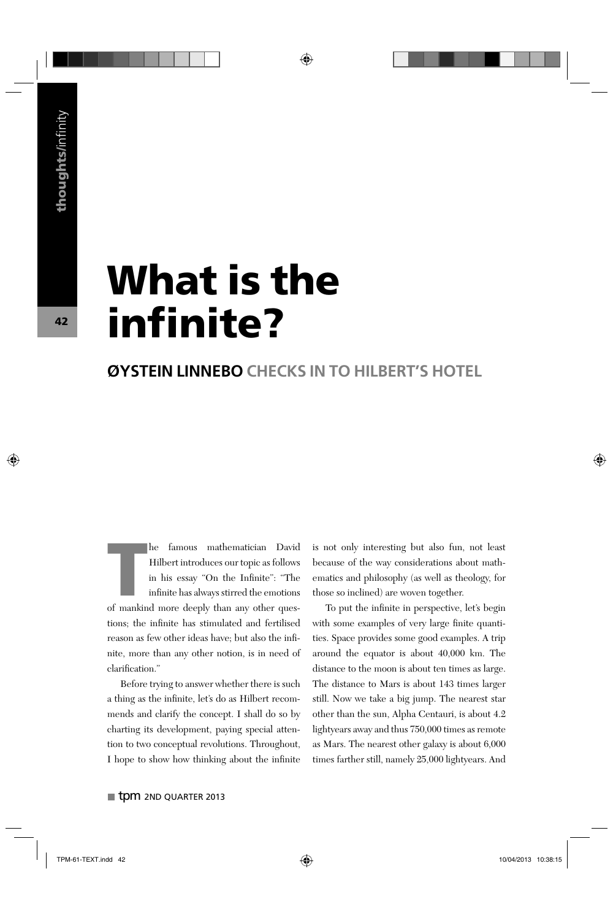# What is the infinite?

## ØYSTEIN LINNEBO CHECKS IN TO HILBERT'S HOTEL

The famous mathematician David Hilbert introduces our topic as follows in his essay "On the Infinite": "The infinite has always stirred the emotions of mankind more deeply than any other questions; the infinite has stimulated and fertilised reason as few other ideas have; but also the infinite, more than any other notion, is in need of clarification."

Before trying to answer whether there is such a thing as the infinite, let's do as Hilbert recommends and clarify the concept. I shall do so by charting its development, paying special attention to two conceptual revolutions. Throughout, I hope to show how thinking about the infinite is not only interesting but also fun, not least because of the way considerations about mathematics and philosophy (as well as theology, for those so inclined) are woven together.

To put the infinite in perspective, let's begin with some examples of very large finite quantities. Space provides some good examples. A trip around the equator is about 40,000 km. The distance to the moon is about ten times as large. The distance to Mars is about 143 times larger still. Now we take a big jump. The nearest star other than the sun, Alpha Centauri, is about 4.2 lightyears away and thus 750,000 times as remote as Mars. The nearest other galaxy is about 6,000 times farther still, namely 25,000 lightyears. And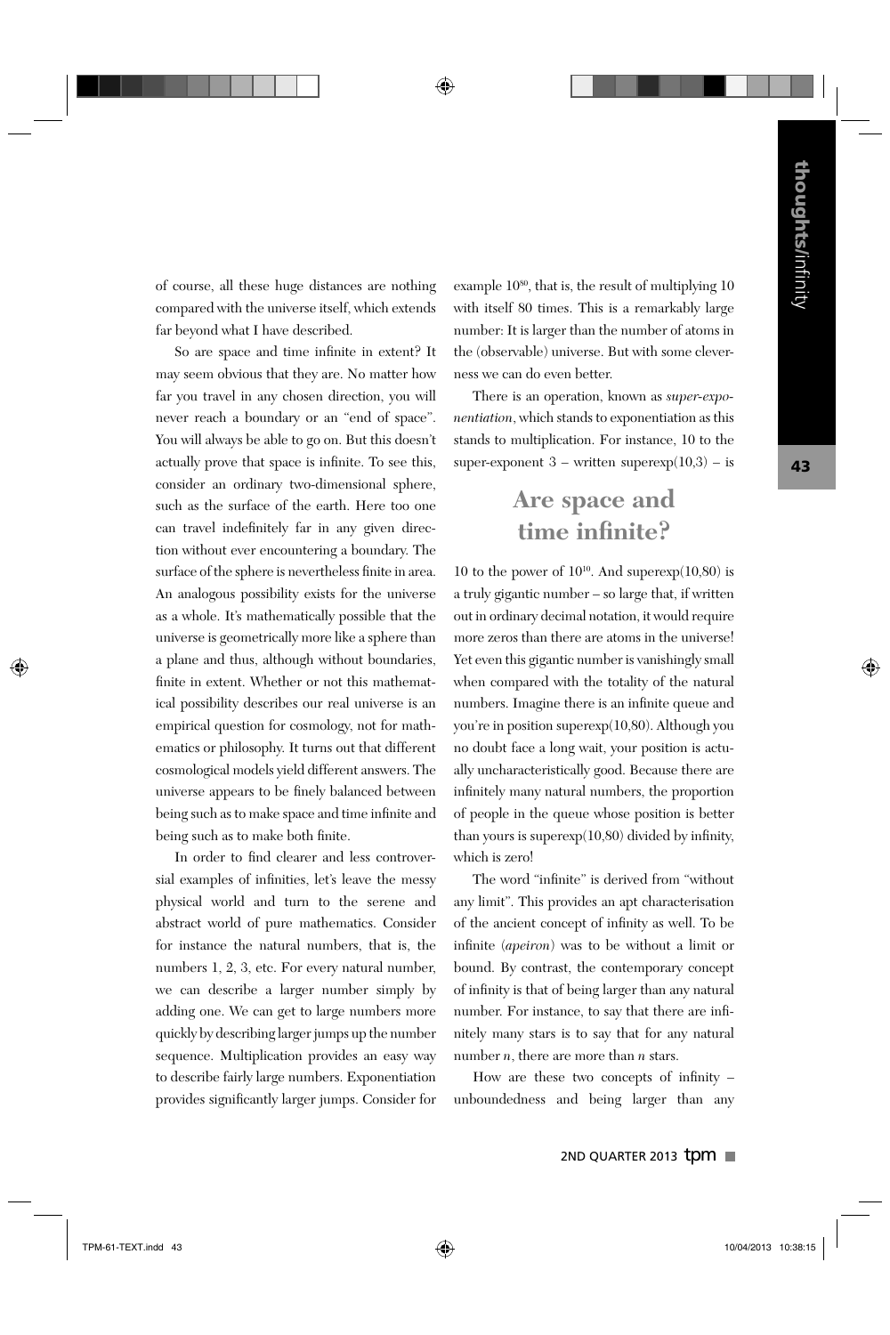of course, all these huge distances are nothing compared with the universe itself, which extends far beyond what I have described.

So are space and time infinite in extent? It may seem obvious that they are. No matter how far you travel in any chosen direction, you will never reach a boundary or an "end of space". You will always be able to go on. But this doesn't actually prove that space is infinite. To see this, consider an ordinary two-dimensional sphere, such as the surface of the earth. Here too one can travel indefinitely far in any given direction without ever encountering a boundary. The surface of the sphere is nevertheless finite in area. An analogous possibility exists for the universe as a whole. It's mathematically possible that the universe is geometrically more like a sphere than a plane and thus, although without boundaries, finite in extent. Whether or not this mathematical possibility describes our real universe is an empirical question for cosmology, not for mathematics or philosophy. It turns out that different cosmological models yield different answers. The universe appears to be finely balanced between being such as to make space and time infinite and being such as to make both finite.

In order to find clearer and less controversial examples of infinities, let's leave the messy physical world and turn to the serene and abstract world of pure mathematics. Consider for instance the natural numbers, that is, the numbers 1, 2, 3, etc. For every natural number, we can describe a larger number simply by adding one. We can get to large numbers more quickly by describing larger jumps up the number sequence. Multiplication provides an easy way to describe fairly large numbers. Exponentiation provides significantly larger jumps. Consider for example $10^{80}$, that is, the result of multiplying 10 with itself 80 times. This is a remarkably large number: It is larger than the number of atoms in the (observable) universe. But with some cleverness we can do even better.

There is an operation, known as *super-exponentiation*, which stands to exponentiation as this stands to multiplication. For instance, 10 to the super-exponent 3 – written superexp(10,3) – is 10 to the power of $10^{10}$. And superexp(10,80) is a truly gigantic number – so large that, if written out in ordinary decimal notation, it would require more zeros than there are atoms in the universe! Yet even this gigantic number is vanishingly small when compared with the totality of the natural numbers. Imagine there is an infinite queue and you're in position superexp(10,80). Although you no doubt face a long wait, your position is actually uncharacteristically good. Because there are infinitely many natural numbers, the proportion of people in the queue whose position is better than yours is superexp(10,80) divided by infinity, which is zero!

## Are space and time infinite?

The word "infinite" is derived from "without any limit". This provides an apt characterisation of the ancient concept of infinity as well. To be infinite (*apeiron*) was to be without a limit or bound. By contrast, the contemporary concept of infinity is that of being larger than any natural number. For instance, to say that there are infinitely many stars is to say that for any natural number $n$, there are more than $n$ stars.

How are these two concepts of infinity – unboundedness and being larger than any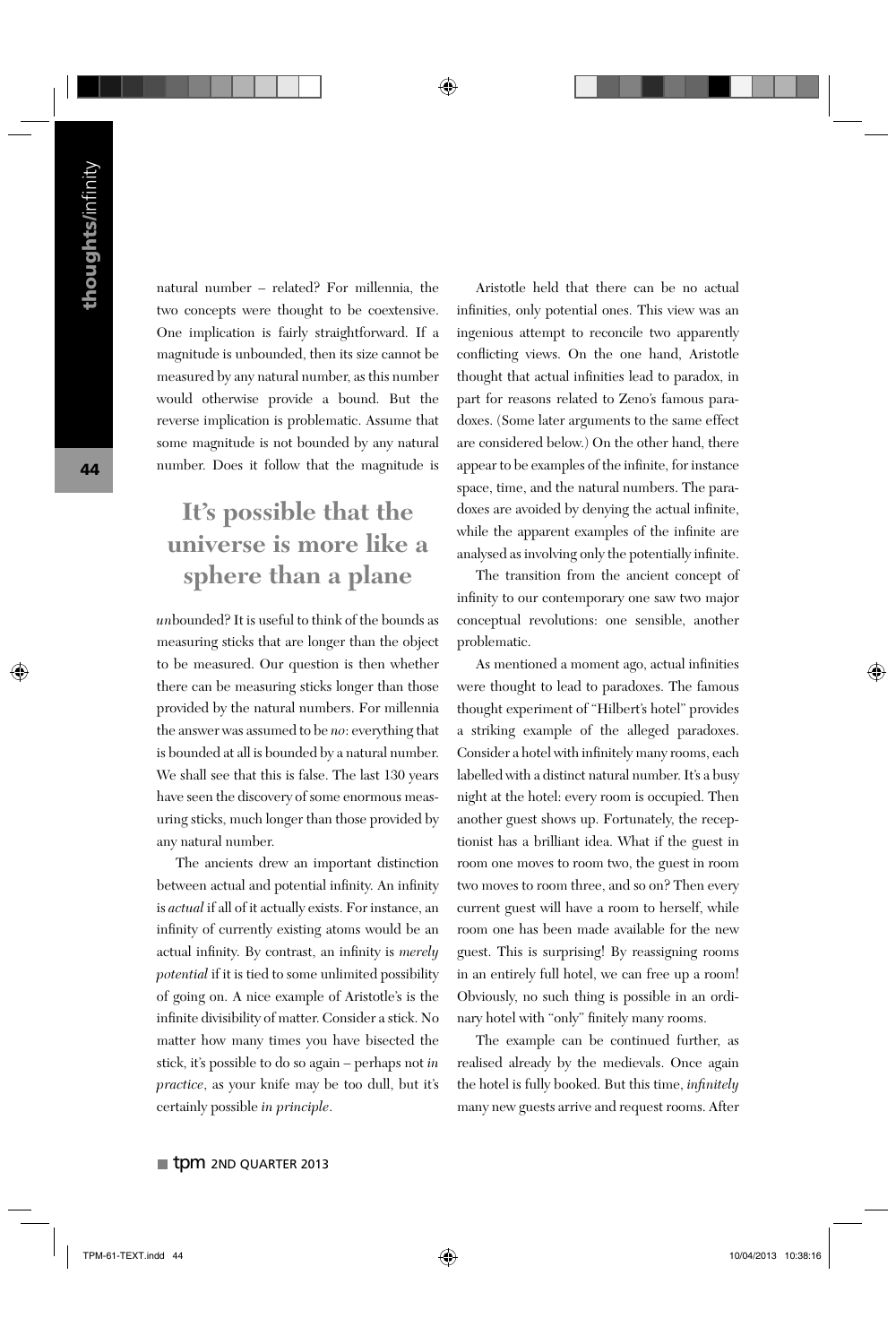natural number – related? For millennia, the two concepts were thought to be coextensive. One implication is fairly straightforward. If a magnitude is unbounded, then its size cannot be measured by any natural number, as this number would otherwise provide a bound. But the reverse implication is problematic. Assume that some magnitude is not bounded by any natural number. Does it follow that the magnitude is *un*bounded? It is useful to think of the bounds as measuring sticks that are longer than the object to be measured. Our question is then whether there can be measuring sticks longer than those provided by the natural numbers. For millennia the answer was assumed to be *no*: everything that is bounded at all is bounded by a natural number. We shall see that this is false. The last 130 years have seen the discovery of some enormous measuring sticks, much longer than those provided by any natural number.

## It's possible that the universe is more like a sphere than a plane

The ancients drew an important distinction between actual and potential infinity. An infinity is *actual* if all of it actually exists. For instance, an infinity of currently existing atoms would be an actual infinity. By contrast, an infinity is *merely potential* if it is tied to some unlimited possibility of going on. A nice example of Aristotle's is the infinite divisibility of matter. Consider a stick. No matter how many times you have bisected the stick, it's possible to do so again – perhaps not *in practice*, as your knife may be too dull, but it's certainly possible *in principle*.

Aristotle held that there can be no actual infinities, only potential ones. This view was an ingenious attempt to reconcile two apparently conflicting views. On the one hand, Aristotle thought that actual infinities lead to paradox, in part for reasons related to Zeno's famous paradoxes. (Some later arguments to the same effect are considered below.) On the other hand, there appear to be examples of the infinite, for instance space, time, and the natural numbers. The paradoxes are avoided by denying the actual infinite, while the apparent examples of the infinite are analysed as involving only the potentially infinite.

The transition from the ancient concept of infinity to our contemporary one saw two major conceptual revolutions: one sensible, another problematic.

As mentioned a moment ago, actual infinities were thought to lead to paradoxes. The famous thought experiment of "Hilbert's hotel" provides a striking example of the alleged paradoxes. Consider a hotel with infinitely many rooms, each labelled with a distinct natural number. It's a busy night at the hotel: every room is occupied. Then another guest shows up. Fortunately, the receptionist has a brilliant idea. What if the guest in room one moves to room two, the guest in room two moves to room three, and so on? Then every current guest will have a room to herself, while room one has been made available for the new guest. This is surprising! By reassigning rooms in an entirely full hotel, we can free up a room! Obviously, no such thing is possible in an ordinary hotel with "only" finitely many rooms.

The example can be continued further, as realised already by the medievals. Once again the hotel is fully booked. But this time, *infinitely* many new guests arrive and request rooms. After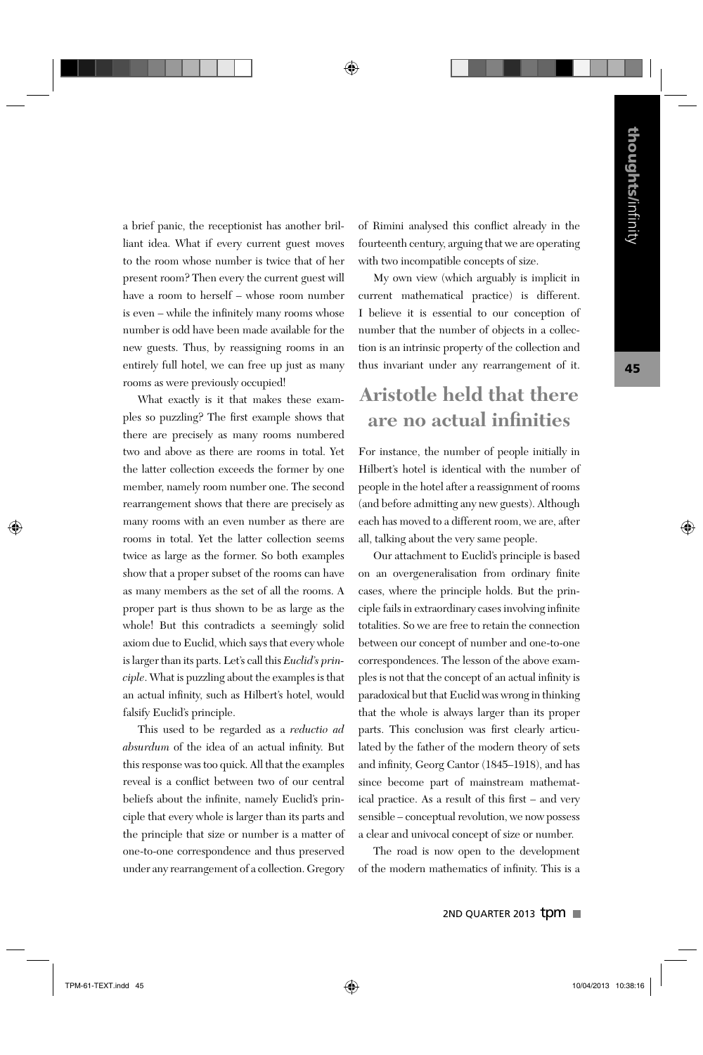a brief panic, the receptionist has another brilliant idea. What if every current guest moves to the room whose number is twice that of her present room? Then every the current guest will have a room to herself – whose room number is even – while the infinitely many rooms whose number is odd have been made available for the new guests. Thus, by reassigning rooms in an entirely full hotel, we can free up just as many rooms as were previously occupied!

What exactly is it that makes these examples so puzzling? The first example shows that there are precisely as many rooms numbered two and above as there are rooms in total. Yet the latter collection exceeds the former by one member, namely room number one. The second rearrangement shows that there are precisely as many rooms with an even number as there are rooms in total. Yet the latter collection seems twice as large as the former. So both examples show that a proper subset of the rooms can have as many members as the set of all the rooms. A proper part is thus shown to be as large as the whole! But this contradicts a seemingly solid axiom due to Euclid, which says that every whole is larger than its parts. Let's call this *Euclid's principle*. What is puzzling about the examples is that an actual infinity, such as Hilbert's hotel, would falsify Euclid's principle.

This used to be regarded as a *reductio ad absurdum* of the idea of an actual infinity. But this response was too quick. All that the examples reveal is a conflict between two of our central beliefs about the infinite, namely Euclid's principle that every whole is larger than its parts and the principle that size or number is a matter of one-to-one correspondence and thus preserved under any rearrangement of a collection. Gregory of Rimini analysed this conflict already in the fourteenth century, arguing that we are operating with two incompatible concepts of size.

My own view (which arguably is implicit in current mathematical practice) is different. I believe it is essential to our conception of number that the number of objects in a collection is an intrinsic property of the collection and thus invariant under any rearrangement of it.

## Aristotle held that there are no actual infinities

For instance, the number of people initially in Hilbert's hotel is identical with the number of people in the hotel after a reassignment of rooms (and before admitting any new guests). Although each has moved to a different room, we are, after all, talking about the very same people.

Our attachment to Euclid's principle is based on an overgeneralisation from ordinary finite cases, where the principle holds. But the principle fails in extraordinary cases involving infinite totalities. So we are free to retain the connection between our concept of number and one-to-one correspondences. The lesson of the above examples is not that the concept of an actual infinity is paradoxical but that Euclid was wrong in thinking that the whole is always larger than its proper parts. This conclusion was first clearly articulated by the father of the modern theory of sets and infinity, Georg Cantor (1845–1918), and has since become part of mainstream mathematical practice. As a result of this first – and very sensible – conceptual revolution, we now possess a clear and univocal concept of size or number.

The road is now open to the development of the modern mathematics of infinity. This is a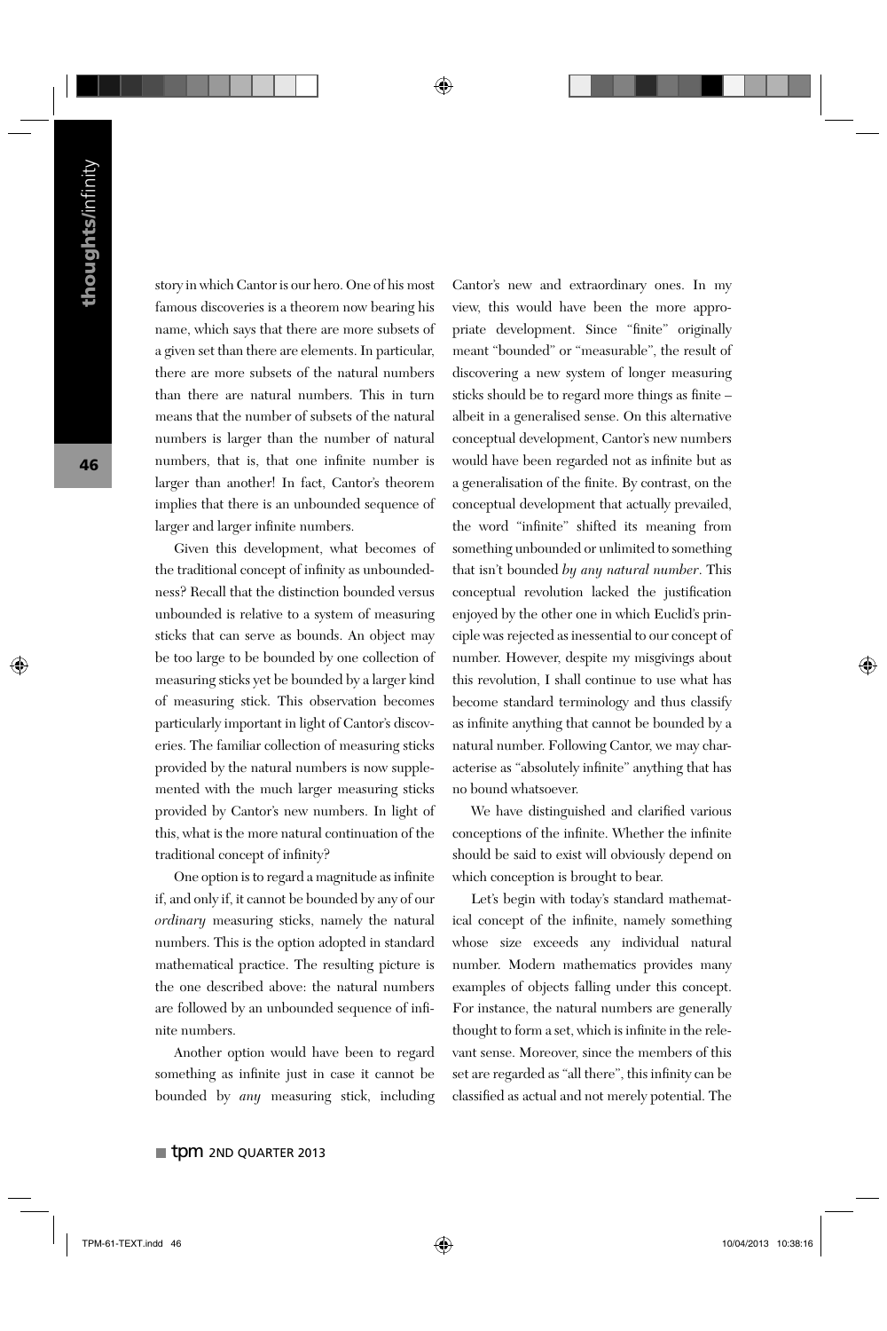story in which Cantor is our hero. One of his most famous discoveries is a theorem now bearing his name, which says that there are more subsets of a given set than there are elements. In particular, there are more subsets of the natural numbers than there are natural numbers. This in turn means that the number of subsets of the natural numbers is larger than the number of natural numbers, that is, that one infinite number is larger than another! In fact, Cantor's theorem implies that there is an unbounded sequence of larger and larger infinite numbers.

Given this development, what becomes of the traditional concept of infinity as unboundedness? Recall that the distinction bounded versus unbounded is relative to a system of measuring sticks that can serve as bounds. An object may be too large to be bounded by one collection of measuring sticks yet be bounded by a larger kind of measuring stick. This observation becomes particularly important in light of Cantor's discoveries. The familiar collection of measuring sticks provided by the natural numbers is now supplemented with the much larger measuring sticks provided by Cantor's new numbers. In light of this, what is the more natural continuation of the traditional concept of infinity?

One option is to regard a magnitude as infinite if, and only if, it cannot be bounded by any of our *ordinary* measuring sticks, namely the natural numbers. This is the option adopted in standard mathematical practice. The resulting picture is the one described above: the natural numbers are followed by an unbounded sequence of infinite numbers.

Another option would have been to regard something as infinite just in case it cannot be bounded by *any* measuring stick, including Cantor's new and extraordinary ones. In my view, this would have been the more appropriate development. Since "finite" originally meant "bounded" or "measurable", the result of discovering a new system of longer measuring sticks should be to regard more things as finite – albeit in a generalised sense. On this alternative conceptual development, Cantor's new numbers would have been regarded not as infinite but as a generalisation of the finite. By contrast, on the conceptual development that actually prevailed, the word "infinite" shifted its meaning from something unbounded or unlimited to something that isn't bounded *by any natural number*. This conceptual revolution lacked the justification enjoyed by the other one in which Euclid's principle was rejected as inessential to our concept of number. However, despite my misgivings about this revolution, I shall continue to use what has become standard terminology and thus classify as infinite anything that cannot be bounded by a natural number. Following Cantor, we may characterise as "absolutely infinite" anything that has no bound whatsoever.

We have distinguished and clarified various conceptions of the infinite. Whether the infinite should be said to exist will obviously depend on which conception is brought to bear.

Let's begin with today's standard mathematical concept of the infinite, namely something whose size exceeds any individual natural number. Modern mathematics provides many examples of objects falling under this concept. For instance, the natural numbers are generally thought to form a set, which is infinite in the relevant sense. Moreover, since the members of this set are regarded as "all there", this infinity can be classified as actual and not merely potential. The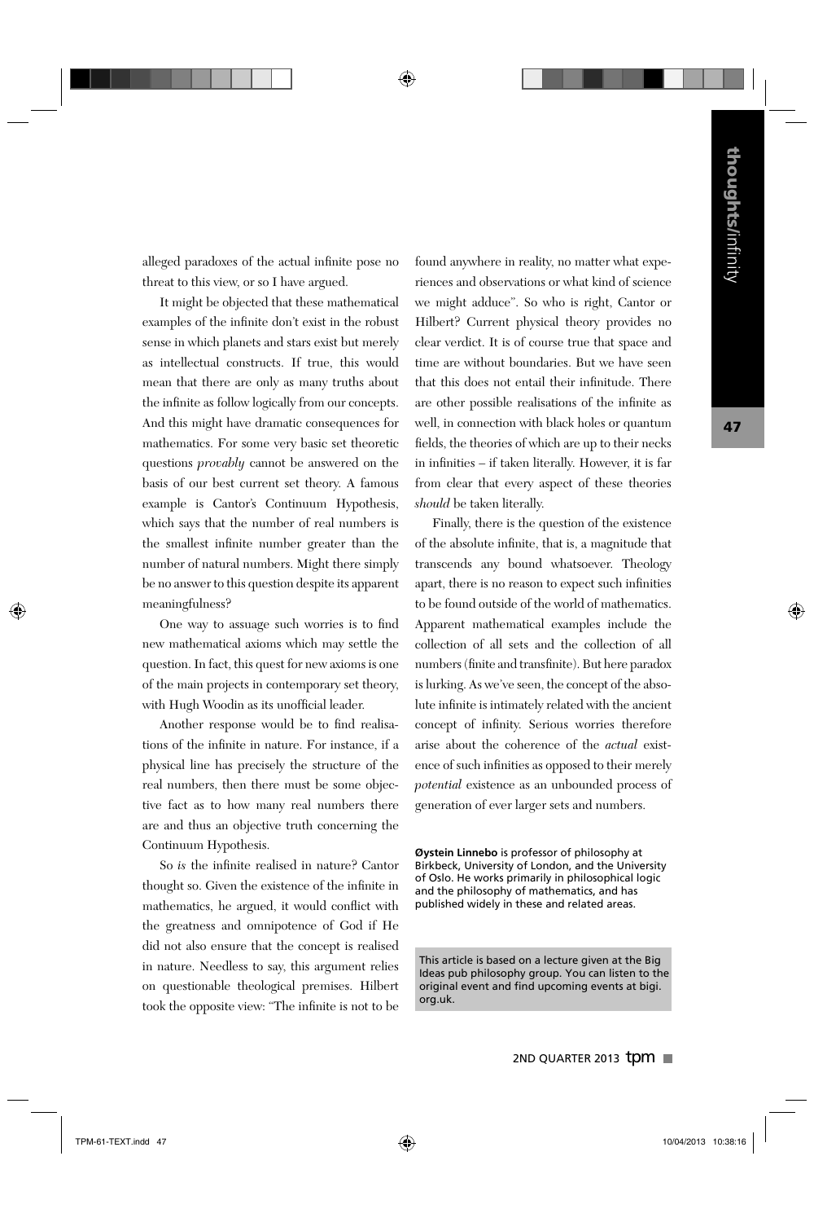alleged paradoxes of the actual infinite pose no threat to this view, or so I have argued.

It might be objected that these mathematical examples of the infinite don't exist in the robust sense in which planets and stars exist but merely as intellectual constructs. If true, this would mean that there are only as many truths about the infinite as follow logically from our concepts. And this might have dramatic consequences for mathematics. For some very basic set theoretic questions *provably* cannot be answered on the basis of our best current set theory. A famous example is Cantor's Continuum Hypothesis, which says that the number of real numbers is the smallest infinite number greater than the number of natural numbers. Might there simply be no answer to this question despite its apparent meaningfulness?

One way to assuage such worries is to find new mathematical axioms which may settle the question. In fact, this quest for new axioms is one of the main projects in contemporary set theory, with Hugh Woodin as its unofficial leader.

Another response would be to find realisations of the infinite in nature. For instance, if a physical line has precisely the structure of the real numbers, then there must be some objective fact as to how many real numbers there are and thus an objective truth concerning the Continuum Hypothesis.

So *is* the infinite realised in nature? Cantor thought so. Given the existence of the infinite in mathematics, he argued, it would conflict with the greatness and omnipotence of God if He did not also ensure that the concept is realised in nature. Needless to say, this argument relies on questionable theological premises. Hilbert took the opposite view: "The infinite is not to be found anywhere in reality, no matter what experiences and observations or what kind of science we might adduce". So who is right, Cantor or Hilbert? Current physical theory provides no clear verdict. It is of course true that space and time are without boundaries. But we have seen that this does not entail their infinitude. There are other possible realisations of the infinite as well, in connection with black holes or quantum fields, the theories of which are up to their necks in infinities – if taken literally. However, it is far from clear that every aspect of these theories *should* be taken literally.

Finally, there is the question of the existence of the absolute infinite, that is, a magnitude that transcends any bound whatsoever. Theology apart, there is no reason to expect such infinities to be found outside of the world of mathematics. Apparent mathematical examples include the collection of all sets and the collection of all numbers (finite and transfinite). But here paradox is lurking. As we've seen, the concept of the absolute infinite is intimately related with the ancient concept of infinity. Serious worries therefore arise about the coherence of the *actual* existence of such infinities as opposed to their merely *potential* existence as an unbounded process of generation of ever larger sets and numbers.

**Øystein Linnebo** is professor of philosophy at Birkbeck, University of London, and the University of Oslo. He works primarily in philosophical logic and the philosophy of mathematics, and has published widely in these and related areas.

This article is based on a lecture given at the Big Ideas pub philosophy group. You can listen to the original event and find upcoming events at bigi.org.uk.